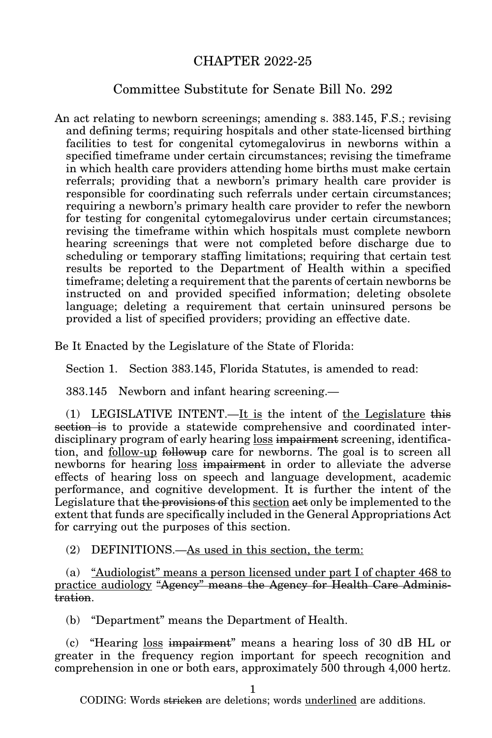# CHAPTER 2022-25

## Committee Substitute for Senate Bill No. 292

An act relating to newborn screenings; amending s. 383.145, F.S.; revising and defining terms; requiring hospitals and other state-licensed birthing facilities to test for congenital cytomegalovirus in newborns within a specified timeframe under certain circumstances; revising the timeframe in which health care providers attending home births must make certain referrals; providing that a newborn's primary health care provider is responsible for coordinating such referrals under certain circumstances; requiring a newborn's primary health care provider to refer the newborn for testing for congenital cytomegalovirus under certain circumstances; revising the timeframe within which hospitals must complete newborn hearing screenings that were not completed before discharge due to scheduling or temporary staffing limitations; requiring that certain test results be reported to the Department of Health within a specified timeframe; deleting a requirement that the parents of certain newborns be instructed on and provided specified information; deleting obsolete language; deleting a requirement that certain uninsured persons be provided a list of specified providers; providing an effective date.

Be It Enacted by the Legislature of the State of Florida:

Section 1. Section 383.145, Florida Statutes, is amended to read:

383.145 Newborn and infant hearing screening.—

(1) LEGISLATIVE INTENT.—<u>It is</u> the intent of <u>the Legislature</u> ~~this section is~~ to provide a statewide comprehensive and coordinated interdisciplinary program of early hearing <u>loss</u> ~~impairment~~ screening, identification, and <u>follow-up</u> ~~followup~~ care for newborns. The goal is to screen all newborns for hearing <u>loss</u> ~~impairment~~ in order to alleviate the adverse effects of hearing loss on speech and language development, academic performance, and cognitive development. It is further the intent of the Legislature that ~~the provisions of~~ this <u>section</u> ~~act~~ only be implemented to the extent that funds are specifically included in the General Appropriations Act for carrying out the purposes of this section.

(2) DEFINITIONS.—<u>As used in this section, the term:</u>

(a) <u>"Audiologist" means a person licensed under part I of chapter 468 to practice audiology</u> ~~"Agency" means the Agency for Health Care Administration~~.

(b) "Department" means the Department of Health.

(c) "Hearing <u>loss</u> ~~impairment~~" means a hearing loss of 30 dB HL or greater in the frequency region important for speech recognition and comprehension in one or both ears, approximately 500 through 4,000 hertz.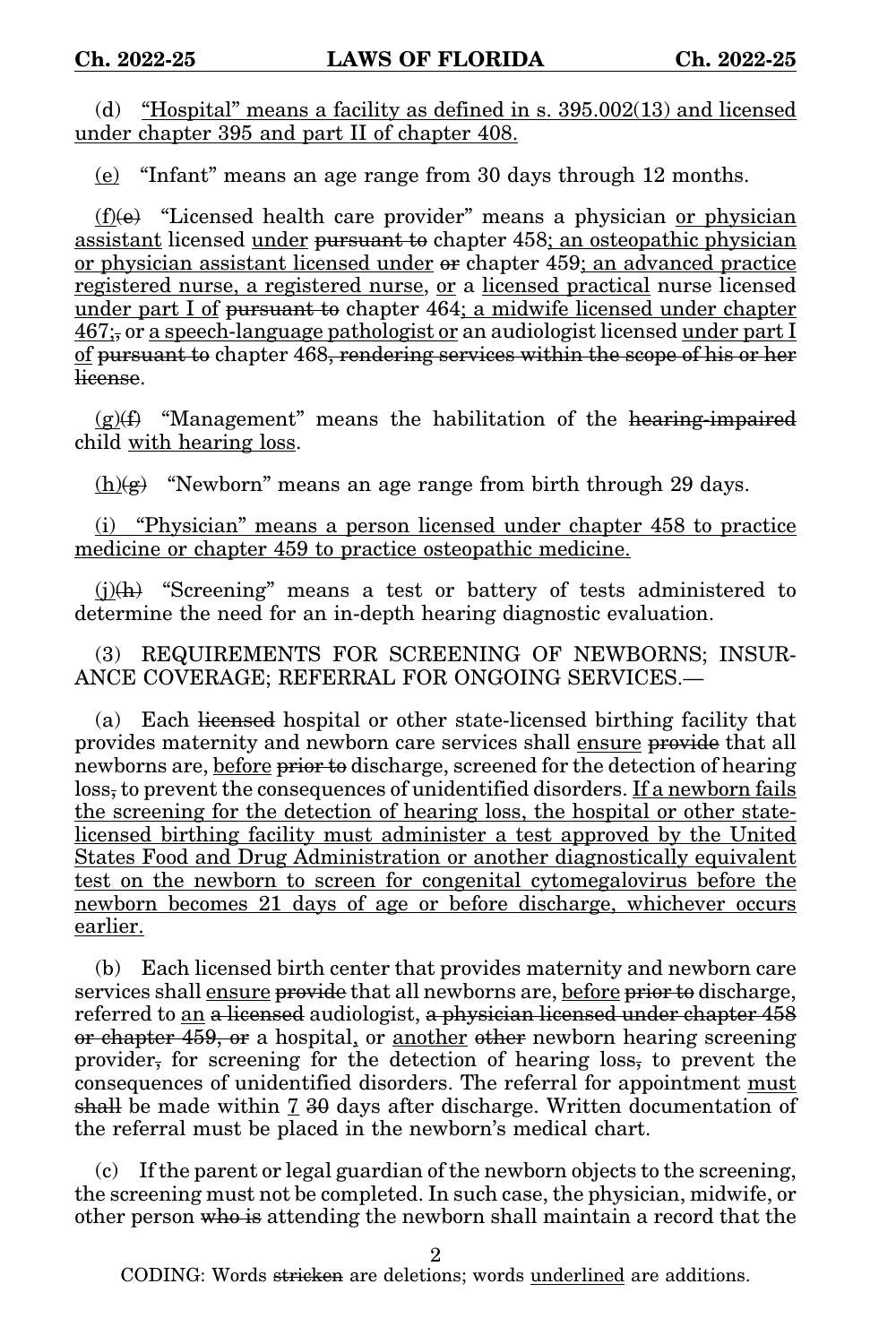(d) <u>“Hospital” means a facility as defined in s. 395.002(13) and licensed under chapter 395 and part II of chapter 408.</u>

<u>(e)</u> “Infant” means an age range from 30 days through 12 months.

<u>(f)</u>~~(e)~~ “Licensed health care provider” means a physician <u>or physician assistant</u> licensed <u>under</u> ~~pursuant to~~ chapter 458<u>; an osteopathic physician or physician assistant licensed under</u> ~~or~~ chapter 459<u>; an advanced practice registered nurse, a registered nurse,</u> <u>or</u> a <u>licensed practical</u> nurse licensed <u>under part I of</u> ~~pursuant to~~ chapter 464<u>; a midwife licensed under chapter 467;</u>~~,~~ or <u>a speech-language pathologist or</u> an audiologist licensed <u>under part I of</u> ~~pursuant to~~ chapter 468~~, rendering services within the scope of his or her license~~.

<u>(g)</u>~~(f)~~ “Management” means the habilitation of the ~~hearing-impaired~~ child <u>with hearing loss</u>.

<u>(h)</u>~~(g)~~ “Newborn” means an age range from birth through 29 days.

<u>(i) “Physician” means a person licensed under chapter 458 to practice medicine or chapter 459 to practice osteopathic medicine.</u>

<u>(j)</u>~~(h)~~ “Screening” means a test or battery of tests administered to determine the need for an in-depth hearing diagnostic evaluation.

(3) REQUIREMENTS FOR SCREENING OF NEWBORNS; INSURANCE COVERAGE; REFERRAL FOR ONGOING SERVICES.—

(a) Each ~~licensed~~ hospital or other state-licensed birthing facility that provides maternity and newborn care services shall <u>ensure</u> ~~provide~~ that all newborns are, <u>before</u> ~~prior to~~ discharge, screened for the detection of hearing loss~~,~~ to prevent the consequences of unidentified disorders. <u>If a newborn fails the screening for the detection of hearing loss, the hospital or other state-licensed birthing facility must administer a test approved by the United States Food and Drug Administration or another diagnostically equivalent test on the newborn to screen for congenital cytomegalovirus before the newborn becomes 21 days of age or before discharge, whichever occurs earlier.</u>

(b) Each licensed birth center that provides maternity and newborn care services shall <u>ensure</u> ~~provide~~ that all newborns are, <u>before</u> ~~prior to~~ discharge, referred to <u>an</u> ~~a licensed~~ audiologist, ~~a physician licensed under chapter 458 or chapter 459, or~~ a hospital<u>,</u> or <u>another</u> ~~other~~ newborn hearing screening provider~~,~~ for screening for the detection of hearing loss~~,~~ to prevent the consequences of unidentified disorders. The referral for appointment <u>must</u> ~~shall~~ be made within <u>7</u> ~~30~~ days after discharge. Written documentation of the referral must be placed in the newborn’s medical chart.

(c) If the parent or legal guardian of the newborn objects to the screening, the screening must not be completed. In such case, the physician, midwife, or other person ~~who is~~ attending the newborn shall maintain a record that the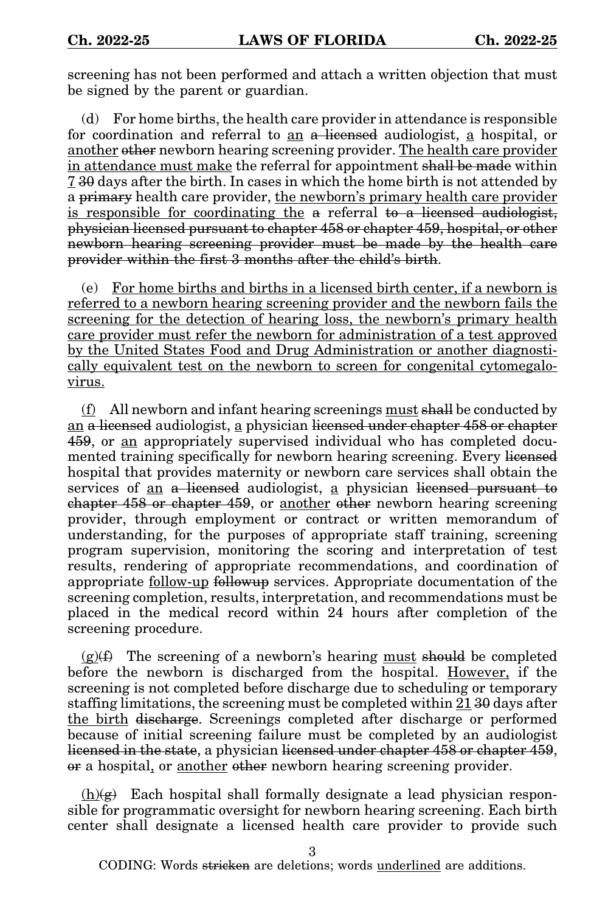screening has not been performed and attach a written objection that must be signed by the parent or guardian.

(d) For home births, the health care provider in attendance is responsible for coordination and referral to <u>an</u> ~~a licensed~~ audiologist, <u>a</u> hospital, or <u>another</u> ~~other~~ newborn hearing screening provider. <u>The health care provider in attendance must make</u> the referral for appointment ~~shall be made~~ within <u>7</u> ~~30~~ days after the birth. In cases in which the home birth is not attended by a ~~primary~~ health care provider, <u>the newborn's primary health care provider is responsible for coordinating the</u> ~~a~~ referral ~~to a licensed audiologist, physician licensed pursuant to chapter 458 or chapter 459, hospital, or other newborn hearing screening provider must be made by the health care provider within the first 3 months after the child's birth~~.

(e) <u>For home births and births in a licensed birth center, if a newborn is referred to a newborn hearing screening provider and the newborn fails the screening for the detection of hearing loss, the newborn's primary health care provider must refer the newborn for administration of a test approved by the United States Food and Drug Administration or another diagnostically equivalent test on the newborn to screen for congenital cytomegalovirus.</u>

<u>(f)</u> All newborn and infant hearing screenings <u>must</u> ~~shall~~ be conducted by <u>an</u> ~~a licensed~~ audiologist, <u>a</u> physician ~~licensed under chapter 458 or chapter 459~~, or <u>an</u> appropriately supervised individual who has completed documented training specifically for newborn hearing screening. Every ~~licensed~~ hospital that provides maternity or newborn care services shall obtain the services of <u>an</u> ~~a licensed~~ audiologist, <u>a</u> physician ~~licensed pursuant to chapter 458 or chapter 459~~, or <u>another</u> ~~other~~ newborn hearing screening provider, through employment or contract or written memorandum of understanding, for the purposes of appropriate staff training, screening program supervision, monitoring the scoring and interpretation of test results, rendering of appropriate recommendations, and coordination of appropriate <u>follow-up</u> ~~followup~~ services. Appropriate documentation of the screening completion, results, interpretation, and recommendations must be placed in the medical record within 24 hours after completion of the screening procedure.

<u>(g)</u>~~(f)~~ The screening of a newborn's hearing <u>must</u> ~~should~~ be completed before the newborn is discharged from the hospital. <u>However,</u> if the screening is not completed before discharge due to scheduling or temporary staffing limitations, the screening must be completed within <u>21</u> ~~30~~ days after <u>the birth</u> ~~discharge~~. Screenings completed after discharge or performed because of initial screening failure must be completed by an audiologist ~~licensed in the state~~, a physician ~~licensed under chapter 458 or chapter 459~~, ~~or~~ a hospital, or <u>another</u> ~~other~~ newborn hearing screening provider.

<u>(h)</u>~~(g)~~ Each hospital shall formally designate a lead physician responsible for programmatic oversight for newborn hearing screening. Each birth center shall designate a licensed health care provider to provide such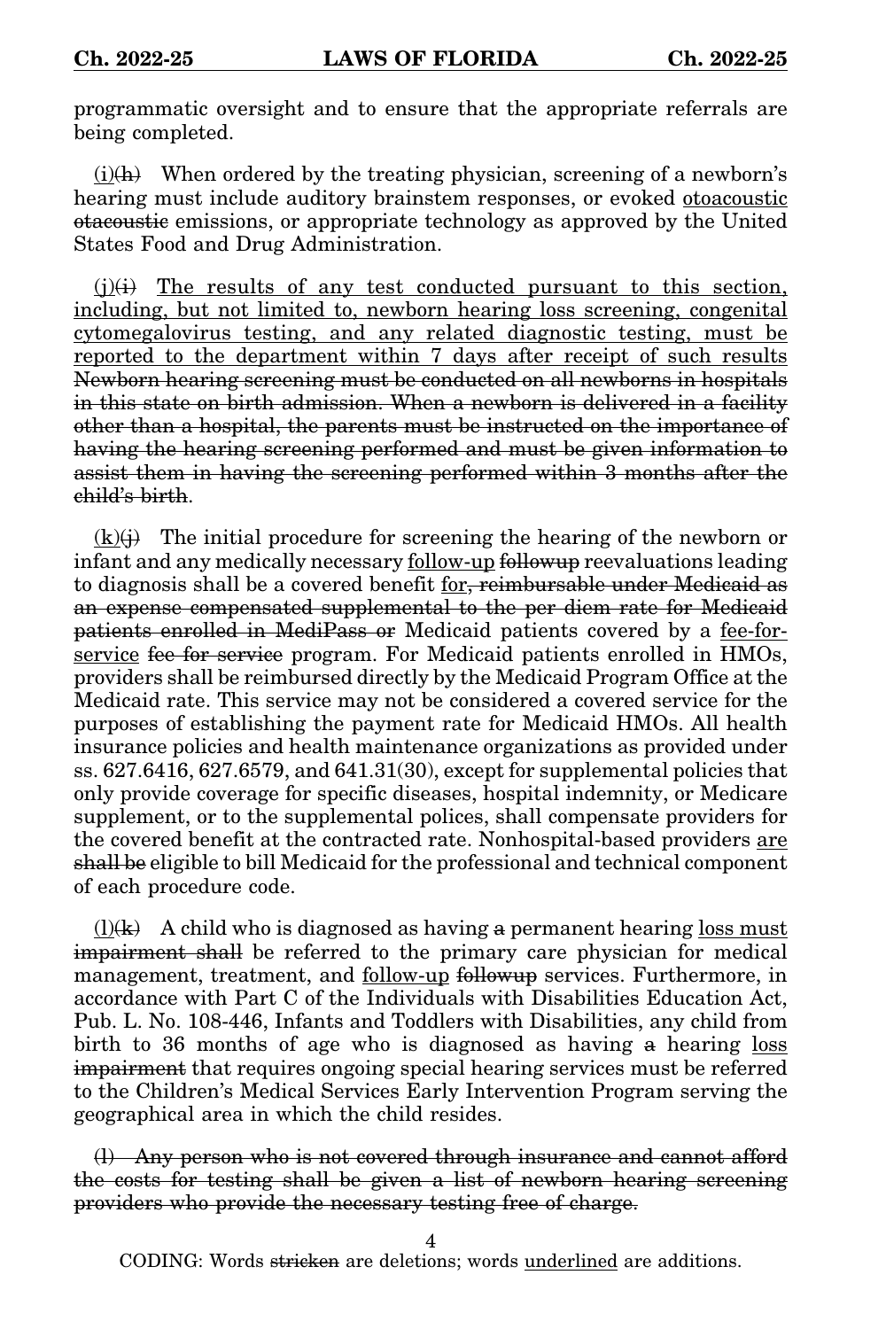programmatic oversight and to ensure that the appropriate referrals are being completed.

<u>(i)</u>~~(h)~~ When ordered by the treating physician, screening of a newborn's hearing must include auditory brainstem responses, or evoked <u>otoacoustic</u> ~~otacoustic~~ emissions, or appropriate technology as approved by the United States Food and Drug Administration.

<u>(j)</u>~~(i)~~ <u>The results of any test conducted pursuant to this section, including, but not limited to, newborn hearing loss screening, congenital cytomegalovirus testing, and any related diagnostic testing, must be reported to the department within 7 days after receipt of such results</u> ~~Newborn hearing screening must be conducted on all newborns in hospitals in this state on birth admission. When a newborn is delivered in a facility other than a hospital, the parents must be instructed on the importance of having the hearing screening performed and must be given information to assist them in having the screening performed within 3 months after the child's birth~~.

<u>(k)</u>~~(j)~~ The initial procedure for screening the hearing of the newborn or infant and any medically necessary <u>follow-up</u> ~~followup~~ reevaluations leading to diagnosis shall be a covered benefit <u>for</u>~~, reimbursable under Medicaid as an expense compensated supplemental to the per diem rate for Medicaid patients enrolled in MediPass or~~ Medicaid patients covered by a <u>fee-for-service</u> ~~fee for service~~ program. For Medicaid patients enrolled in HMOs, providers shall be reimbursed directly by the Medicaid Program Office at the Medicaid rate. This service may not be considered a covered service for the purposes of establishing the payment rate for Medicaid HMOs. All health insurance policies and health maintenance organizations as provided under ss. 627.6416, 627.6579, and 641.31(30), except for supplemental policies that only provide coverage for specific diseases, hospital indemnity, or Medicare supplement, or to the supplemental polices, shall compensate providers for the covered benefit at the contracted rate. Nonhospital-based providers <u>are</u> ~~shall be~~ eligible to bill Medicaid for the professional and technical component of each procedure code.

<u>(l)</u>~~(k)~~ A child who is diagnosed as having ~~a~~ permanent hearing <u>loss must</u> ~~impairment shall~~ be referred to the primary care physician for medical management, treatment, and <u>follow-up</u> ~~followup~~ services. Furthermore, in accordance with Part C of the Individuals with Disabilities Education Act, Pub. L. No. 108-446, Infants and Toddlers with Disabilities, any child from birth to 36 months of age who is diagnosed as having ~~a~~ hearing <u>loss</u> ~~impairment~~ that requires ongoing special hearing services must be referred to the Children's Medical Services Early Intervention Program serving the geographical area in which the child resides.

~~(l) Any person who is not covered through insurance and cannot afford the costs for testing shall be given a list of newborn hearing screening providers who provide the necessary testing free of charge.~~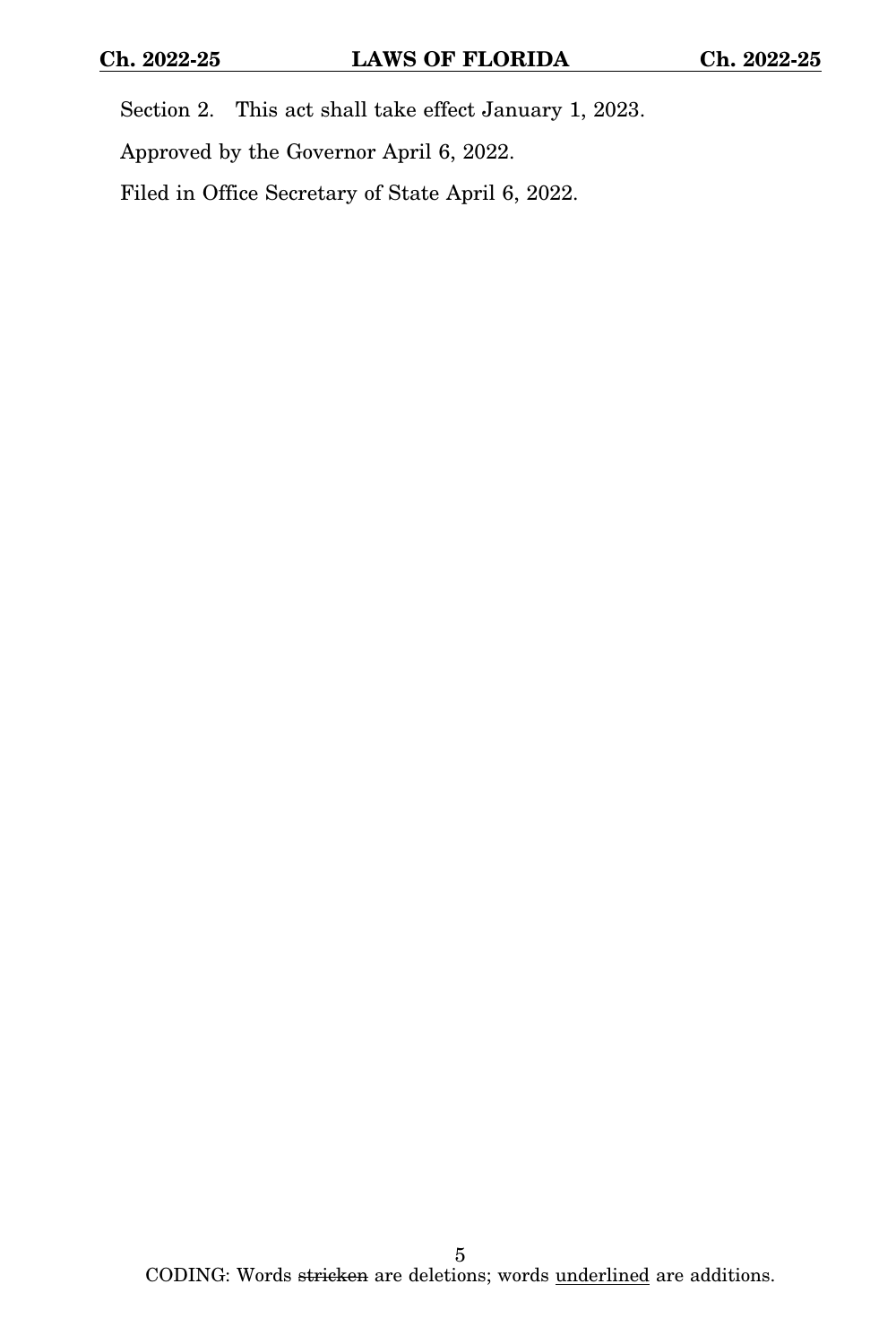Section 2. This act shall take effect January 1, 2023.

Approved by the Governor April 6, 2022.

Filed in Office Secretary of State April 6, 2022.

CODING: Words ~~stricken~~ are deletions; words <u>underlined</u> are additions.